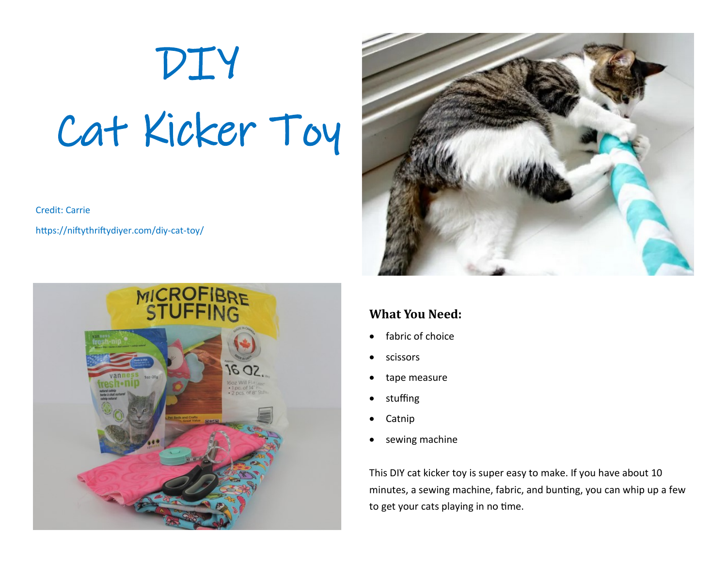# DIY Cat Kicker Toy

Credit: Carrie

https://niftythriftydiyer.com/diy-cat-toy/

**What You Need:**

- fabric of choice
- scissors
- tape measure
- stuffing
- Catnip
- sewing machine

This DIY cat kicker toy is super easy to make. If you have about 10 minutes, a sewing machine, fabric, and bunting, you can whip up a few to get your cats playing in no time.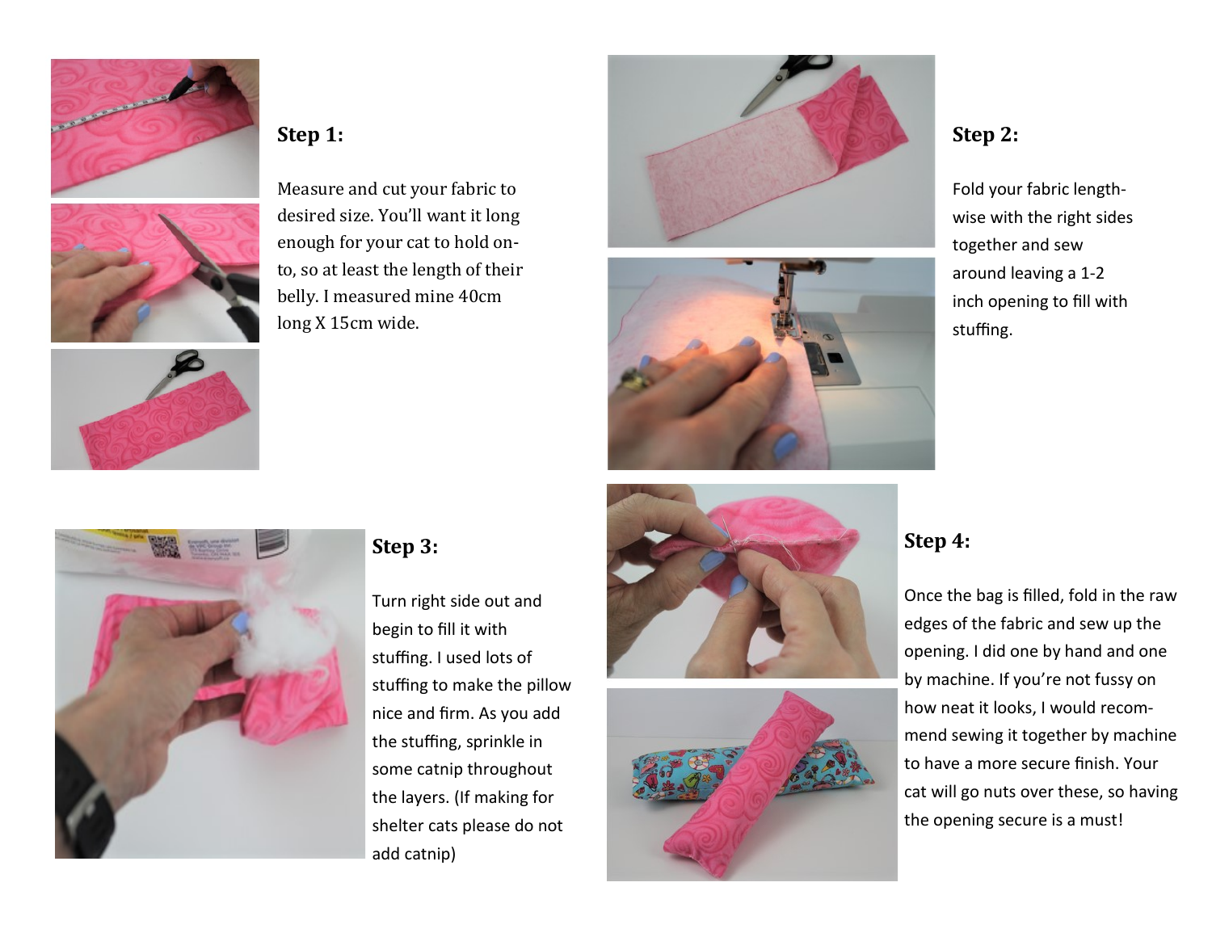### Step 1:

Measure and cut your fabric to desired size. You'll want it long enough for your cat to hold onto, so at least the length of their belly. I measured mine 40cm long X 15cm wide.

### Step 2:

Fold your fabric lengthwise with the right sides together and sew around leaving a 1-2 inch opening to fill with stuffing.

### Step 3:

Turn right side out and begin to fill it with stuffing. I used lots of stuffing to make the pillow nice and firm. As you add the stuffing, sprinkle in some catnip throughout the layers. (If making for shelter cats please do not add catnip)

### Step 4:

Once the bag is filled, fold in the raw edges of the fabric and sew up the opening. I did one by hand and one by machine. If you're not fussy on how neat it looks, I would recommend sewing it together by machine to have a more secure finish. Your cat will go nuts over these, so having the opening secure is a must!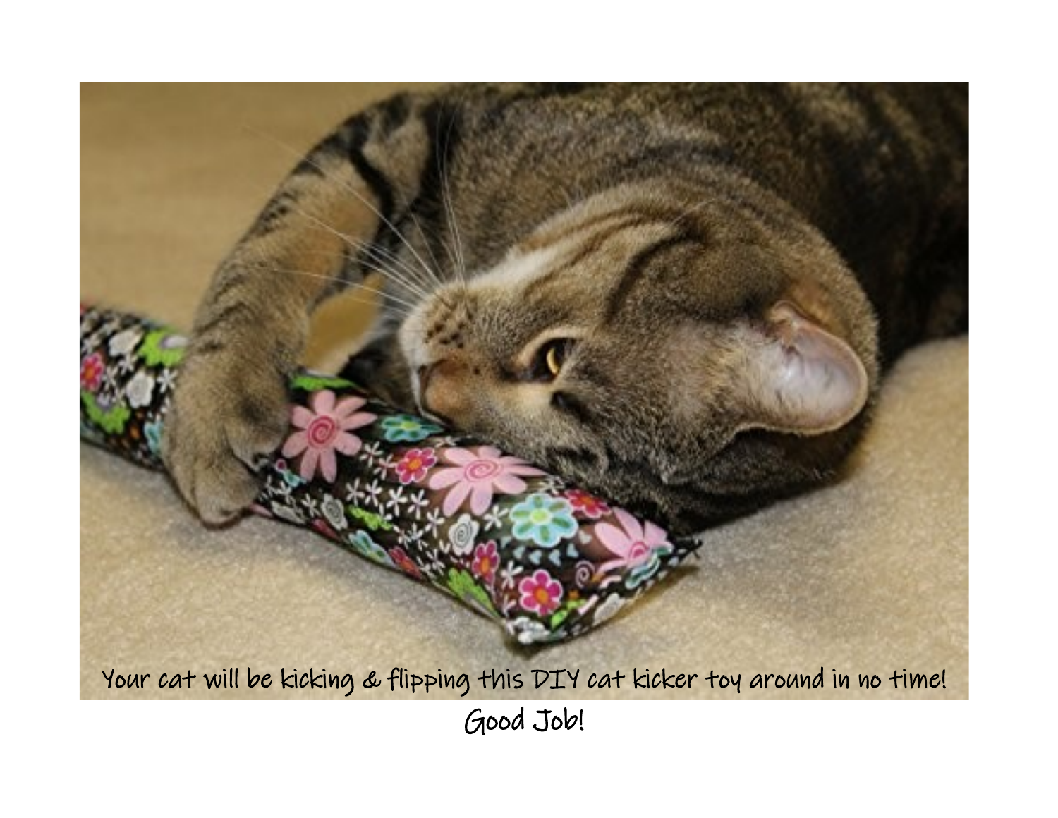Your cat will be kicking & flipping this DIY cat kicker toy around in no time!

Good Job!